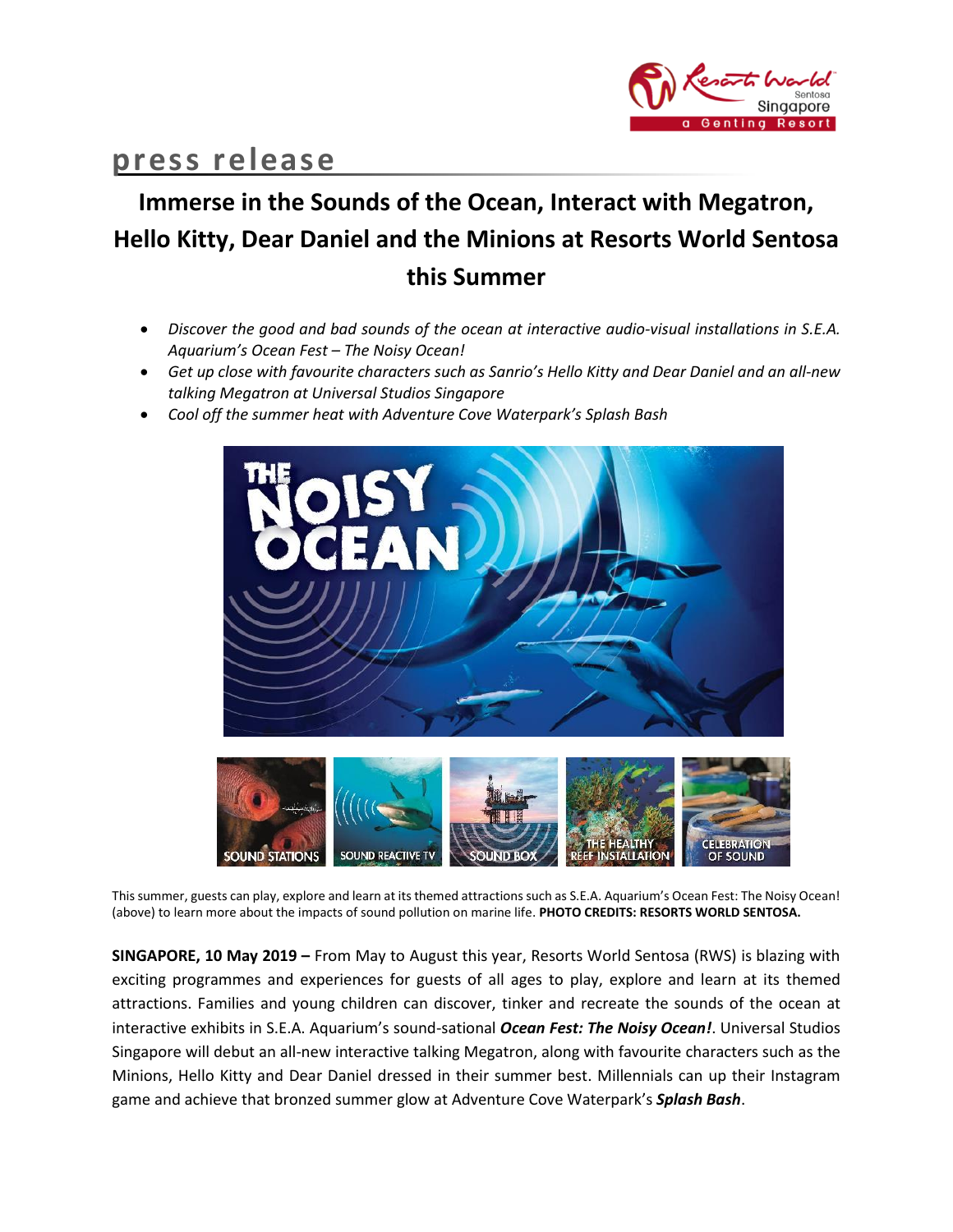# press release

## Immerse in the Sounds of the Ocean, Interact with Megatron, Hello Kitty, Dear Daniel and the Minions at Resorts World Sentosa this Summer

- *Discover the good and bad sounds of the ocean at interactive audio-visual installations in S.E.A. Aquarium's Ocean Fest – The Noisy Ocean!*
- *Get up close with favourite characters such as Sanrio's Hello Kitty and Dear Daniel and an all-new talking Megatron at Universal Studios Singapore*
- *Cool off the summer heat with Adventure Cove Waterpark's Splash Bash*

This summer, guests can play, explore and learn at its themed attractions such as S.E.A. Aquarium's Ocean Fest: The Noisy Ocean! (above) to learn more about the impacts of sound pollution on marine life. **PHOTO CREDITS: RESORTS WORLD SENTOSA.**

**SINGAPORE, 10 May 2019 –** From May to August this year, Resorts World Sentosa (RWS) is blazing with exciting programmes and experiences for guests of all ages to play, explore and learn at its themed attractions. Families and young children can discover, tinker and recreate the sounds of the ocean at interactive exhibits in S.E.A. Aquarium's sound-sational ***Ocean Fest: The Noisy Ocean!***. Universal Studios Singapore will debut an all-new interactive talking Megatron, along with favourite characters such as the Minions, Hello Kitty and Dear Daniel dressed in their summer best. Millennials can up their Instagram game and achieve that bronzed summer glow at Adventure Cove Waterpark's ***Splash Bash***.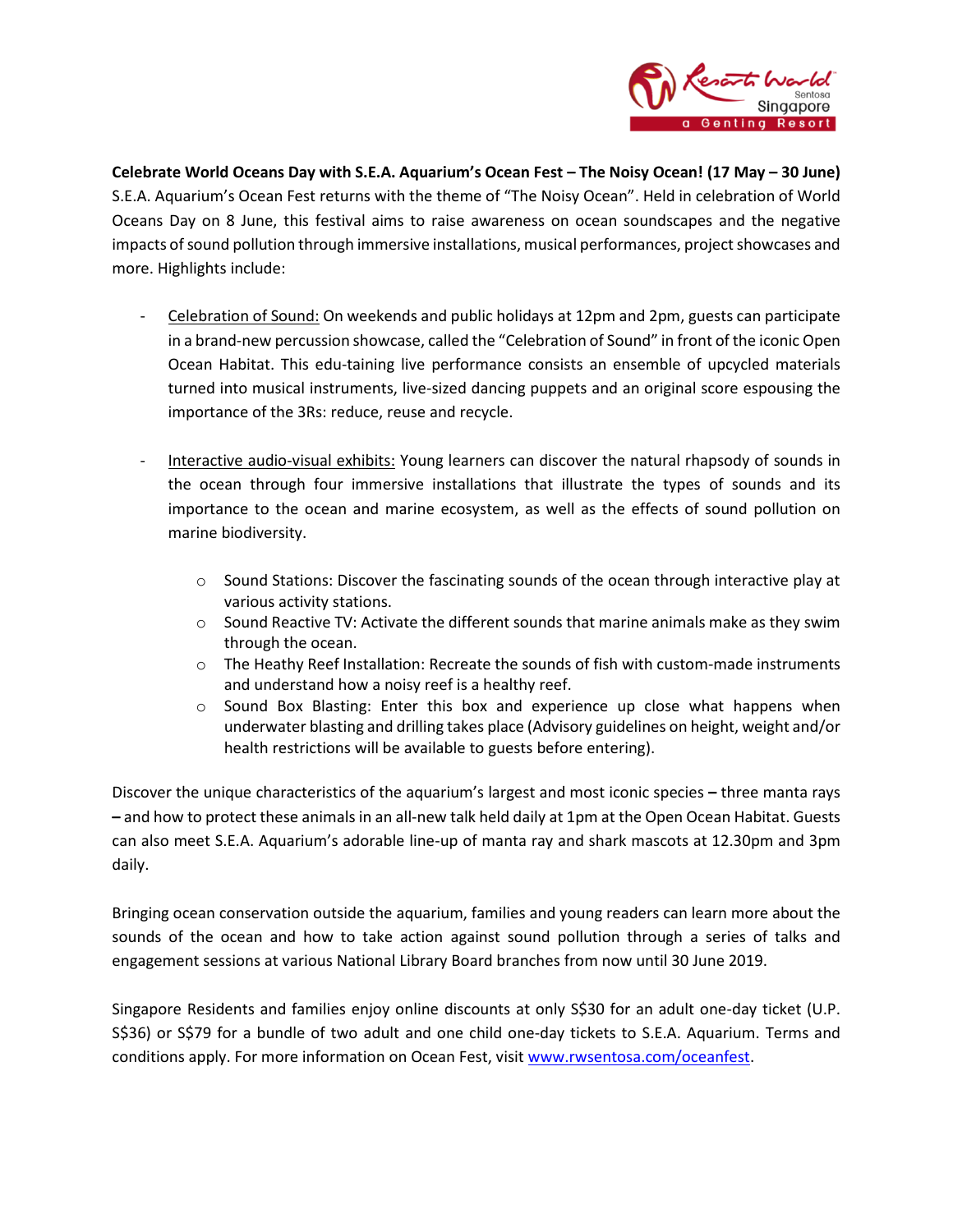**Celebrate World Oceans Day with S.E.A. Aquarium's Ocean Fest – The Noisy Ocean! (17 May – 30 June)**
S.E.A. Aquarium's Ocean Fest returns with the theme of "The Noisy Ocean". Held in celebration of World Oceans Day on 8 June, this festival aims to raise awareness on ocean soundscapes and the negative impacts of sound pollution through immersive installations, musical performances, project showcases and more. Highlights include:

- <u>Celebration of Sound:</u> On weekends and public holidays at 12pm and 2pm, guests can participate in a brand-new percussion showcase, called the "Celebration of Sound" in front of the iconic Open Ocean Habitat. This edu-taining live performance consists an ensemble of upcycled materials turned into musical instruments, live-sized dancing puppets and an original score espousing the importance of the 3Rs: reduce, reuse and recycle.

- <u>Interactive audio-visual exhibits:</u> Young learners can discover the natural rhapsody of sounds in the ocean through four immersive installations that illustrate the types of sounds and its importance to the ocean and marine ecosystem, as well as the effects of sound pollution on marine biodiversity.

  - Sound Stations: Discover the fascinating sounds of the ocean through interactive play at various activity stations.
  - Sound Reactive TV: Activate the different sounds that marine animals make as they swim through the ocean.
  - The Heathy Reef Installation: Recreate the sounds of fish with custom-made instruments and understand how a noisy reef is a healthy reef.
  - Sound Box Blasting: Enter this box and experience up close what happens when underwater blasting and drilling takes place (Advisory guidelines on height, weight and/or health restrictions will be available to guests before entering).

Discover the unique characteristics of the aquarium's largest and most iconic species **–** three manta rays **–** and how to protect these animals in an all-new talk held daily at 1pm at the Open Ocean Habitat. Guests can also meet S.E.A. Aquarium's adorable line-up of manta ray and shark mascots at 12.30pm and 3pm daily.

Bringing ocean conservation outside the aquarium, families and young readers can learn more about the sounds of the ocean and how to take action against sound pollution through a series of talks and engagement sessions at various National Library Board branches from now until 30 June 2019.

Singapore Residents and families enjoy online discounts at only S$30 for an adult one-day ticket (U.P. S$36) or S$79 for a bundle of two adult and one child one-day tickets to S.E.A. Aquarium. Terms and conditions apply. For more information on Ocean Fest, visit [www.rwsentosa.com/oceanfest](www.rwsentosa.com/oceanfest).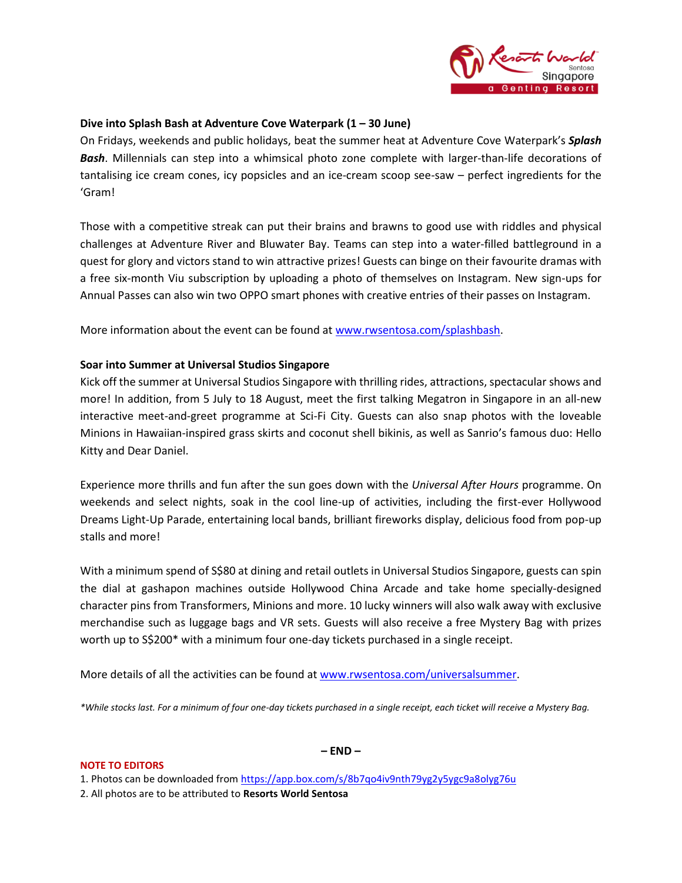**Dive into Splash Bash at Adventure Cove Waterpark (1 – 30 June)**

On Fridays, weekends and public holidays, beat the summer heat at Adventure Cove Waterpark's ***Splash Bash***. Millennials can step into a whimsical photo zone complete with larger-than-life decorations of tantalising ice cream cones, icy popsicles and an ice-cream scoop see-saw – perfect ingredients for the 'Gram!

Those with a competitive streak can put their brains and brawns to good use with riddles and physical challenges at Adventure River and Bluwater Bay. Teams can step into a water-filled battleground in a quest for glory and victors stand to win attractive prizes! Guests can binge on their favourite dramas with a free six-month Viu subscription by uploading a photo of themselves on Instagram. New sign-ups for Annual Passes can also win two OPPO smart phones with creative entries of their passes on Instagram.

More information about the event can be found at www.rwsentosa.com/splashbash.

**Soar into Summer at Universal Studios Singapore**

Kick off the summer at Universal Studios Singapore with thrilling rides, attractions, spectacular shows and more! In addition, from 5 July to 18 August, meet the first talking Megatron in Singapore in an all-new interactive meet-and-greet programme at Sci-Fi City. Guests can also snap photos with the loveable Minions in Hawaiian-inspired grass skirts and coconut shell bikinis, as well as Sanrio's famous duo: Hello Kitty and Dear Daniel.

Experience more thrills and fun after the sun goes down with the *Universal After Hours* programme. On weekends and select nights, soak in the cool line-up of activities, including the first-ever Hollywood Dreams Light-Up Parade, entertaining local bands, brilliant fireworks display, delicious food from pop-up stalls and more!

With a minimum spend of S$80 at dining and retail outlets in Universal Studios Singapore, guests can spin the dial at gashapon machines outside Hollywood China Arcade and take home specially-designed character pins from Transformers, Minions and more. 10 lucky winners will also walk away with exclusive merchandise such as luggage bags and VR sets. Guests will also receive a free Mystery Bag with prizes worth up to S$200* with a minimum four one-day tickets purchased in a single receipt.

More details of all the activities can be found at www.rwsentosa.com/universalsummer.

*\*While stocks last. For a minimum of four one-day tickets purchased in a single receipt, each ticket will receive a Mystery Bag.*

**– END –**

**NOTE TO EDITORS**

1. Photos can be downloaded from https://app.box.com/s/8b7qo4iv9nth79yg2y5ygc9a8olyg76u
2. All photos are to be attributed to **Resorts World Sentosa**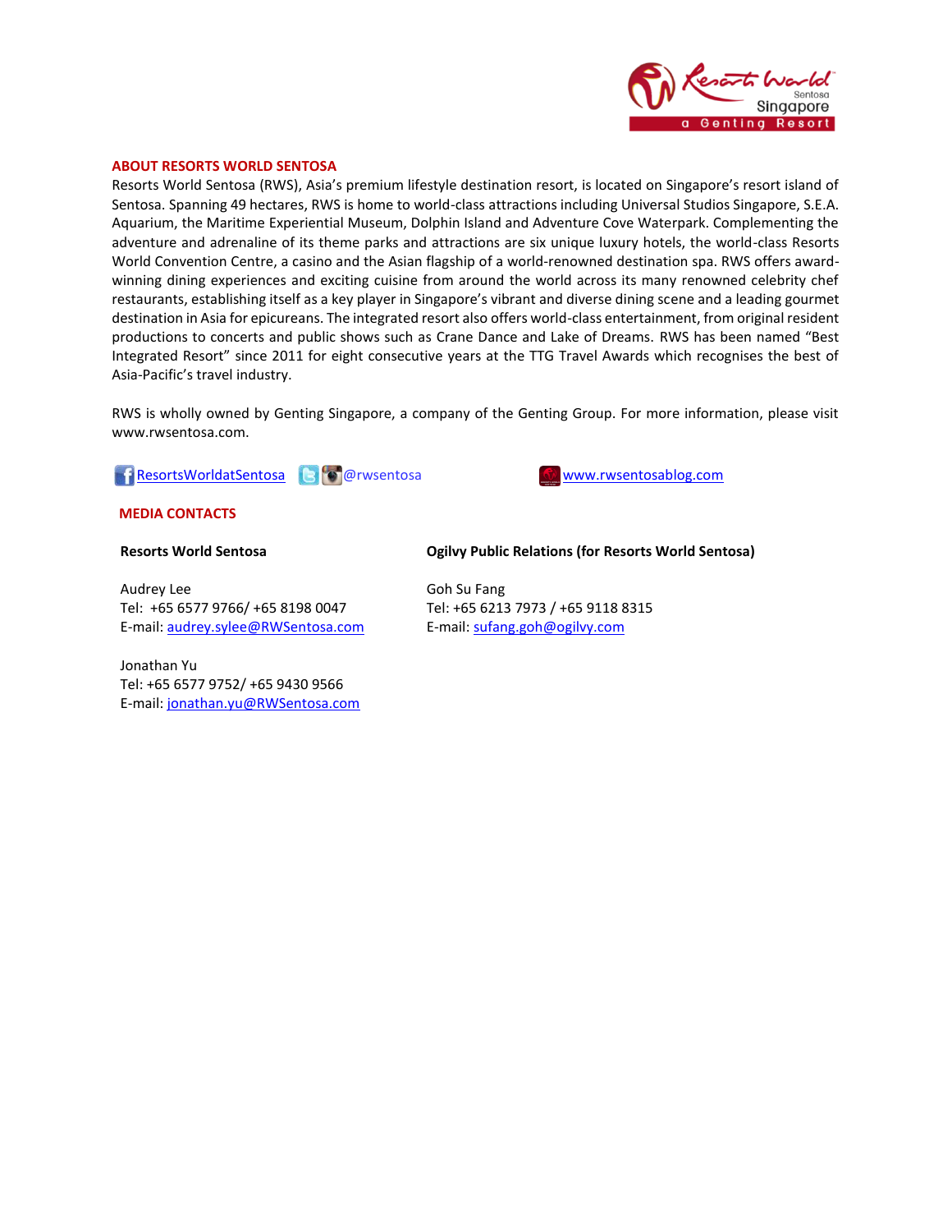## ABOUT RESORTS WORLD SENTOSA

Resorts World Sentosa (RWS), Asia's premium lifestyle destination resort, is located on Singapore's resort island of Sentosa. Spanning 49 hectares, RWS is home to world-class attractions including Universal Studios Singapore, S.E.A. Aquarium, the Maritime Experiential Museum, Dolphin Island and Adventure Cove Waterpark. Complementing the adventure and adrenaline of its theme parks and attractions are six unique luxury hotels, the world-class Resorts World Convention Centre, a casino and the Asian flagship of a world-renowned destination spa. RWS offers award-winning dining experiences and exciting cuisine from around the world across its many renowned celebrity chef restaurants, establishing itself as a key player in Singapore's vibrant and diverse dining scene and a leading gourmet destination in Asia for epicureans. The integrated resort also offers world-class entertainment, from original resident productions to concerts and public shows such as Crane Dance and Lake of Dreams. RWS has been named "Best Integrated Resort" since 2011 for eight consecutive years at the TTG Travel Awards which recognises the best of Asia-Pacific's travel industry.

RWS is wholly owned by Genting Singapore, a company of the Genting Group. For more information, please visit www.rwsentosa.com.

ResortsWorldatSentosa @rwsentosa www.rwsentosablog.com

## MEDIA CONTACTS

**Resorts World Sentosa**

Audrey Lee
Tel: +65 6577 9766/ +65 8198 0047
E-mail: audrey.sylee@RWSentosa.com

Jonathan Yu
Tel: +65 6577 9752/ +65 9430 9566
E-mail: jonathan.yu@RWSentosa.com

**Ogilvy Public Relations (for Resorts World Sentosa)**

Goh Su Fang
Tel: +65 6213 7973 / +65 9118 8315
E-mail: sufang.goh@ogilvy.com